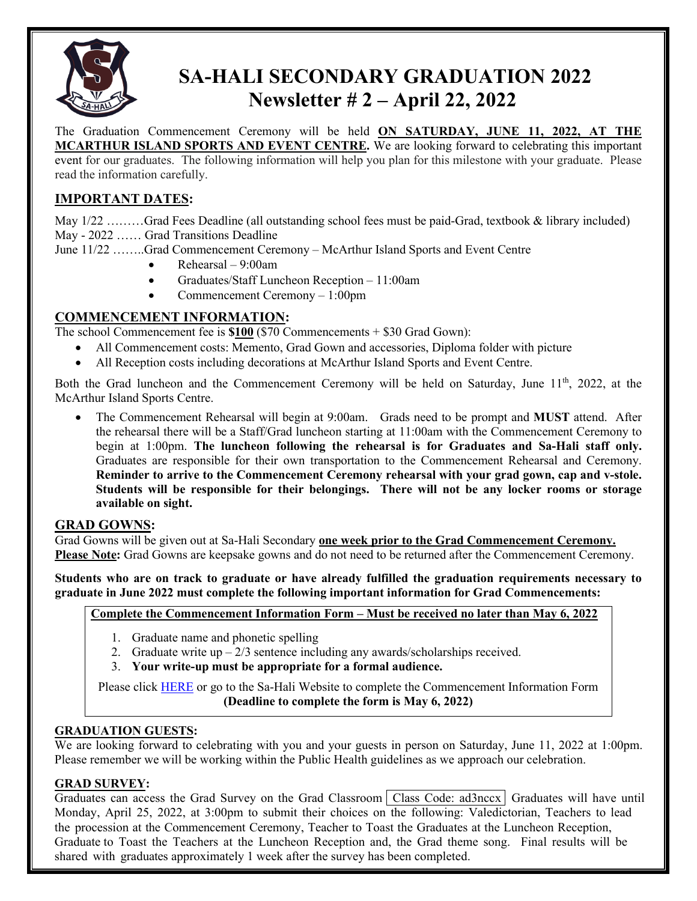# SA-HALI SECONDARY GRADUATION 2022
# Newsletter # 2 – April 22, 2022

The Graduation Commencement Ceremony will be held **ON SATURDAY, JUNE 11, 2022, AT THE MCARTHUR ISLAND SPORTS AND EVENT CENTRE.** We are looking forward to celebrating this important event for our graduates. The following information will help you plan for this milestone with your graduate. Please read the information carefully.

## IMPORTANT DATES:

May 1/22 ………Grad Fees Deadline (all outstanding school fees must be paid-Grad, textbook & library included)
May - 2022 …… Grad Transitions Deadline
June 11/22 ……..Grad Commencement Ceremony – McArthur Island Sports and Event Centre

- Rehearsal – 9:00am
- Graduates/Staff Luncheon Reception – 11:00am
- Commencement Ceremony – 1:00pm

## COMMENCEMENT INFORMATION:

The school Commencement fee is **$100** ($70 Commencements + $30 Grad Gown):

- All Commencement costs: Memento, Grad Gown and accessories, Diploma folder with picture
- All Reception costs including decorations at McArthur Island Sports and Event Centre.

Both the Grad luncheon and the Commencement Ceremony will be held on Saturday, June 11th, 2022, at the McArthur Island Sports Centre.

- The Commencement Rehearsal will begin at 9:00am. Grads need to be prompt and **MUST** attend. After the rehearsal there will be a Staff/Grad luncheon starting at 11:00am with the Commencement Ceremony to begin at 1:00pm. **The luncheon following the rehearsal is for Graduates and Sa-Hali staff only.** Graduates are responsible for their own transportation to the Commencement Rehearsal and Ceremony. **Reminder to arrive to the Commencement Ceremony rehearsal with your grad gown, cap and v-stole. Students will be responsible for their belongings. There will not be any locker rooms or storage available on sight.**

## GRAD GOWNS:

Grad Gowns will be given out at Sa-Hali Secondary **one week prior to the Grad Commencement Ceremony.**
**Please Note:** Grad Gowns are keepsake gowns and do not need to be returned after the Commencement Ceremony.

**Students who are on track to graduate or have already fulfilled the graduation requirements necessary to graduate in June 2022 must complete the following important information for Grad Commencements:**

**Complete the Commencement Information Form – Must be received no later than May 6, 2022**

1. Graduate name and phonetic spelling
2. Graduate write up – 2/3 sentence including any awards/scholarships received.
3. **Your write-up must be appropriate for a formal audience.**

Please click HERE or go to the Sa-Hali Website to complete the Commencement Information Form
**(Deadline to complete the form is May 6, 2022)**

## GRADUATION GUESTS:

We are looking forward to celebrating with you and your guests in person on Saturday, June 11, 2022 at 1:00pm. Please remember we will be working within the Public Health guidelines as we approach our celebration.

## GRAD SURVEY:

Graduates can access the Grad Survey on the Grad Classroom Class Code: ad3nccx Graduates will have until Monday, April 25, 2022, at 3:00pm to submit their choices on the following: Valedictorian, Teachers to lead the procession at the Commencement Ceremony, Teacher to Toast the Graduates at the Luncheon Reception, Graduate to Toast the Teachers at the Luncheon Reception and, the Grad theme song. Final results will be shared with graduates approximately 1 week after the survey has been completed.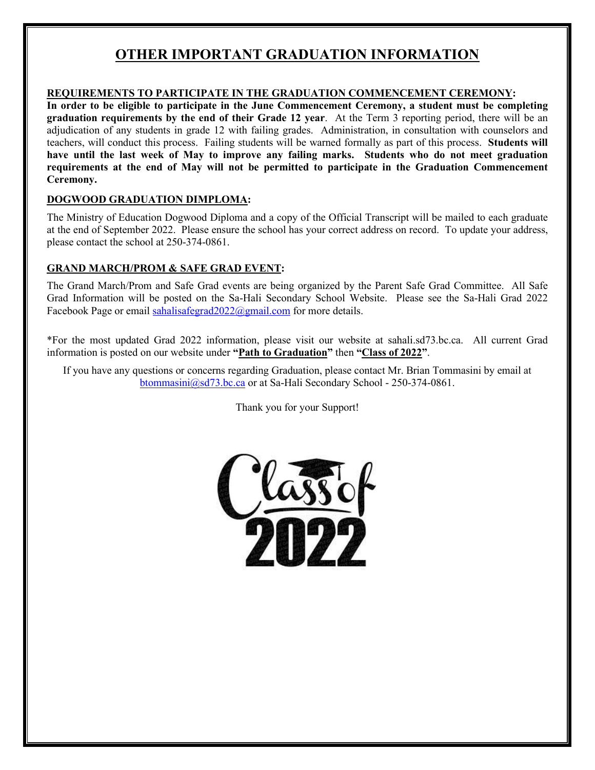# OTHER IMPORTANT GRADUATION INFORMATION

**REQUIREMENTS TO PARTICIPATE IN THE GRADUATION COMMENCEMENT CEREMONY:**

**In order to be eligible to participate in the June Commencement Ceremony, a student must be completing graduation requirements by the end of their Grade 12 year**. At the Term 3 reporting period, there will be an adjudication of any students in grade 12 with failing grades. Administration, in consultation with counselors and teachers, will conduct this process. Failing students will be warned formally as part of this process. **Students will have until the last week of May to improve any failing marks. Students who do not meet graduation requirements at the end of May will not be permitted to participate in the Graduation Commencement Ceremony.**

**DOGWOOD GRADUATION DIMPLOMA:**

The Ministry of Education Dogwood Diploma and a copy of the Official Transcript will be mailed to each graduate at the end of September 2022. Please ensure the school has your correct address on record. To update your address, please contact the school at 250-374-0861.

**GRAND MARCH/PROM & SAFE GRAD EVENT:**

The Grand March/Prom and Safe Grad events are being organized by the Parent Safe Grad Committee. All Safe Grad Information will be posted on the Sa-Hali Secondary School Website. Please see the Sa-Hali Grad 2022 Facebook Page or email sahalisafegrad2022@gmail.com for more details.

*For the most updated Grad 2022 information, please visit our website at sahali.sd73.bc.ca. All current Grad information is posted on our website under **"Path to Graduation"** then **"Class of 2022"**.

If you have any questions or concerns regarding Graduation, please contact Mr. Brian Tommasini by email at btommasini@sd73.bc.ca or at Sa-Hali Secondary School - 250-374-0861.

Thank you for your Support!

Class of 2022